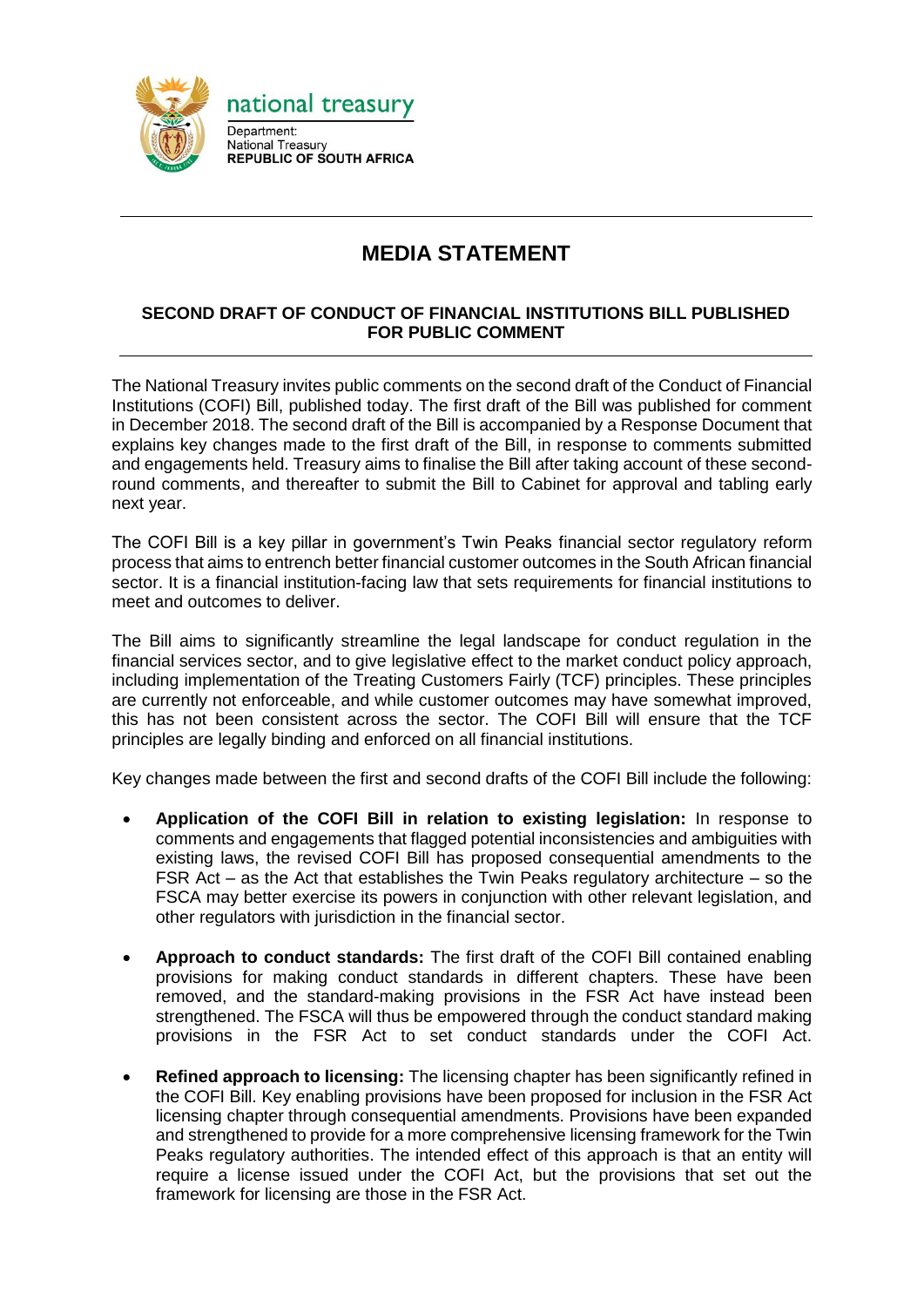national treasury

Department:
National Treasury
**REPUBLIC OF SOUTH AFRICA**

# MEDIA STATEMENT

## SECOND DRAFT OF CONDUCT OF FINANCIAL INSTITUTIONS BILL PUBLISHED FOR PUBLIC COMMENT

The National Treasury invites public comments on the second draft of the Conduct of Financial Institutions (COFI) Bill, published today. The first draft of the Bill was published for comment in December 2018. The second draft of the Bill is accompanied by a Response Document that explains key changes made to the first draft of the Bill, in response to comments submitted and engagements held. Treasury aims to finalise the Bill after taking account of these second-round comments, and thereafter to submit the Bill to Cabinet for approval and tabling early next year.

The COFI Bill is a key pillar in government's Twin Peaks financial sector regulatory reform process that aims to entrench better financial customer outcomes in the South African financial sector. It is a financial institution-facing law that sets requirements for financial institutions to meet and outcomes to deliver.

The Bill aims to significantly streamline the legal landscape for conduct regulation in the financial services sector, and to give legislative effect to the market conduct policy approach, including implementation of the Treating Customers Fairly (TCF) principles. These principles are currently not enforceable, and while customer outcomes may have somewhat improved, this has not been consistent across the sector. The COFI Bill will ensure that the TCF principles are legally binding and enforced on all financial institutions.

Key changes made between the first and second drafts of the COFI Bill include the following:

- **Application of the COFI Bill in relation to existing legislation:** In response to comments and engagements that flagged potential inconsistencies and ambiguities with existing laws, the revised COFI Bill has proposed consequential amendments to the FSR Act – as the Act that establishes the Twin Peaks regulatory architecture – so the FSCA may better exercise its powers in conjunction with other relevant legislation, and other regulators with jurisdiction in the financial sector.
- **Approach to conduct standards:** The first draft of the COFI Bill contained enabling provisions for making conduct standards in different chapters. These have been removed, and the standard-making provisions in the FSR Act have instead been strengthened. The FSCA will thus be empowered through the conduct standard making provisions in the FSR Act to set conduct standards under the COFI Act.
- **Refined approach to licensing:** The licensing chapter has been significantly refined in the COFI Bill. Key enabling provisions have been proposed for inclusion in the FSR Act licensing chapter through consequential amendments. Provisions have been expanded and strengthened to provide for a more comprehensive licensing framework for the Twin Peaks regulatory authorities. The intended effect of this approach is that an entity will require a license issued under the COFI Act, but the provisions that set out the framework for licensing are those in the FSR Act.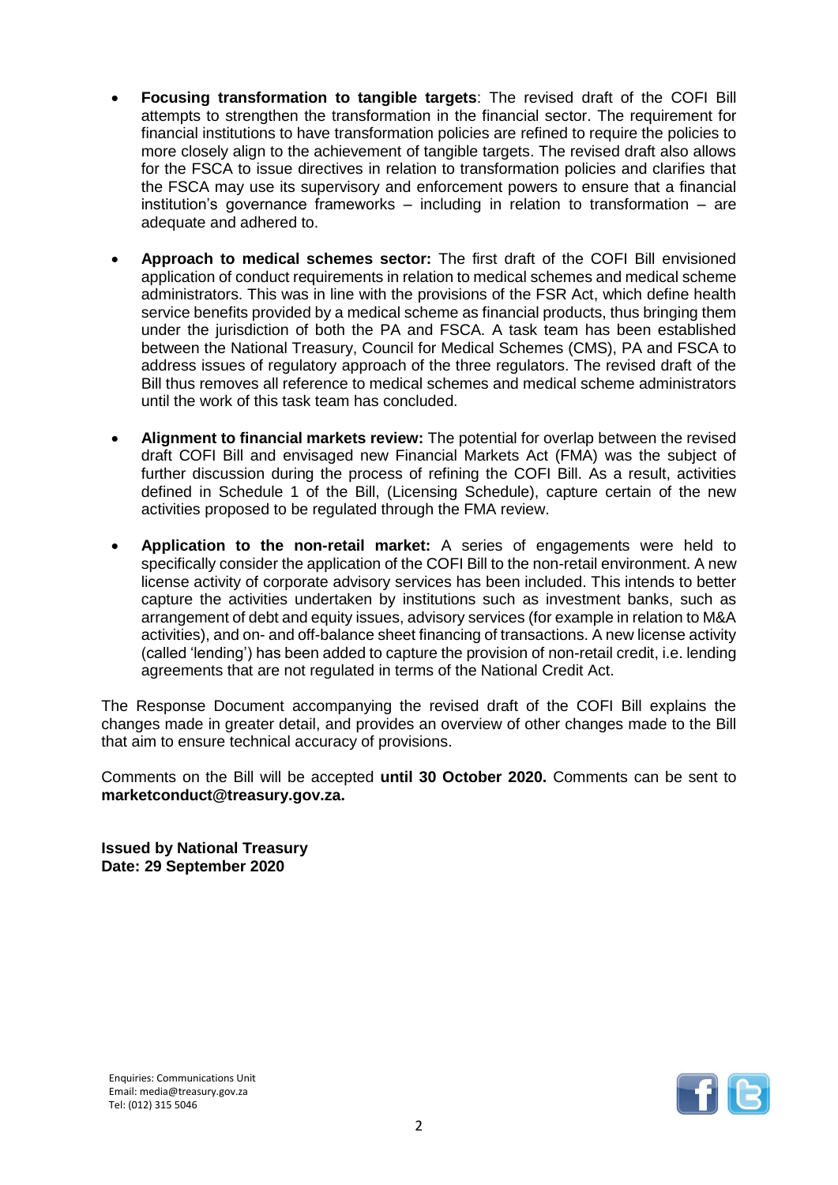- **Focusing transformation to tangible targets**: The revised draft of the COFI Bill attempts to strengthen the transformation in the financial sector. The requirement for financial institutions to have transformation policies are refined to require the policies to more closely align to the achievement of tangible targets. The revised draft also allows for the FSCA to issue directives in relation to transformation policies and clarifies that the FSCA may use its supervisory and enforcement powers to ensure that a financial institution's governance frameworks – including in relation to transformation – are adequate and adhered to.

- **Approach to medical schemes sector:** The first draft of the COFI Bill envisioned application of conduct requirements in relation to medical schemes and medical scheme administrators. This was in line with the provisions of the FSR Act, which define health service benefits provided by a medical scheme as financial products, thus bringing them under the jurisdiction of both the PA and FSCA. A task team has been established between the National Treasury, Council for Medical Schemes (CMS), PA and FSCA to address issues of regulatory approach of the three regulators. The revised draft of the Bill thus removes all reference to medical schemes and medical scheme administrators until the work of this task team has concluded.

- **Alignment to financial markets review:** The potential for overlap between the revised draft COFI Bill and envisaged new Financial Markets Act (FMA) was the subject of further discussion during the process of refining the COFI Bill. As a result, activities defined in Schedule 1 of the Bill, (Licensing Schedule), capture certain of the new activities proposed to be regulated through the FMA review.

- **Application to the non-retail market:** A series of engagements were held to specifically consider the application of the COFI Bill to the non-retail environment. A new license activity of corporate advisory services has been included. This intends to better capture the activities undertaken by institutions such as investment banks, such as arrangement of debt and equity issues, advisory services (for example in relation to M&A activities), and on- and off-balance sheet financing of transactions. A new license activity (called 'lending') has been added to capture the provision of non-retail credit, i.e. lending agreements that are not regulated in terms of the National Credit Act.

The Response Document accompanying the revised draft of the COFI Bill explains the changes made in greater detail, and provides an overview of other changes made to the Bill that aim to ensure technical accuracy of provisions.

Comments on the Bill will be accepted **until 30 October 2020.** Comments can be sent to **marketconduct@treasury.gov.za.**

**Issued by National Treasury**
**Date: 29 September 2020**

Enquiries: Communications Unit
Email: media@treasury.gov.za
Tel: (012) 315 5046